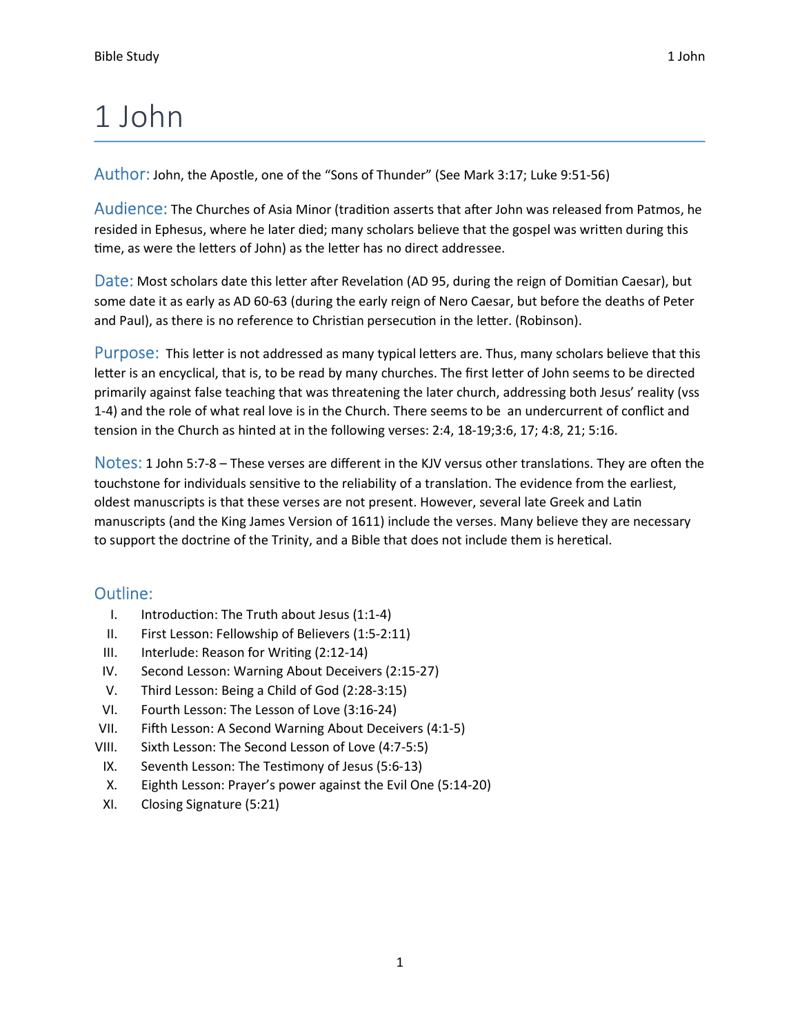# 1 John

**Author:** John, the Apostle, one of the "Sons of Thunder" (See Mark 3:17; Luke 9:51-56)

**Audience:** The Churches of Asia Minor (tradition asserts that after John was released from Patmos, he resided in Ephesus, where he later died; many scholars believe that the gospel was written during this time, as were the letters of John) as the letter has no direct addressee.

**Date:** Most scholars date this letter after Revelation (AD 95, during the reign of Domitian Caesar), but some date it as early as AD 60-63 (during the early reign of Nero Caesar, but before the deaths of Peter and Paul), as there is no reference to Christian persecution in the letter. (Robinson).

**Purpose:** This letter is not addressed as many typical letters are. Thus, many scholars believe that this letter is an encyclical, that is, to be read by many churches. The first letter of John seems to be directed primarily against false teaching that was threatening the later church, addressing both Jesus' reality (vss 1-4) and the role of what real love is in the Church. There seems to be an undercurrent of conflict and tension in the Church as hinted at in the following verses: 2:4, 18-19;3:6, 17; 4:8, 21; 5:16.

**Notes:** 1 John 5:7-8 – These verses are different in the KJV versus other translations. They are often the touchstone for individuals sensitive to the reliability of a translation. The evidence from the earliest, oldest manuscripts is that these verses are not present. However, several late Greek and Latin manuscripts (and the King James Version of 1611) include the verses. Many believe they are necessary to support the doctrine of the Trinity, and a Bible that does not include them is heretical.

## Outline:

I. Introduction: The Truth about Jesus (1:1-4)
II. First Lesson: Fellowship of Believers (1:5-2:11)
III. Interlude: Reason for Writing (2:12-14)
IV. Second Lesson: Warning About Deceivers (2:15-27)
V. Third Lesson: Being a Child of God (2:28-3:15)
VI. Fourth Lesson: The Lesson of Love (3:16-24)
VII. Fifth Lesson: A Second Warning About Deceivers (4:1-5)
VIII. Sixth Lesson: The Second Lesson of Love (4:7-5:5)
IX. Seventh Lesson: The Testimony of Jesus (5:6-13)
X. Eighth Lesson: Prayer's power against the Evil One (5:14-20)
XI. Closing Signature (5:21)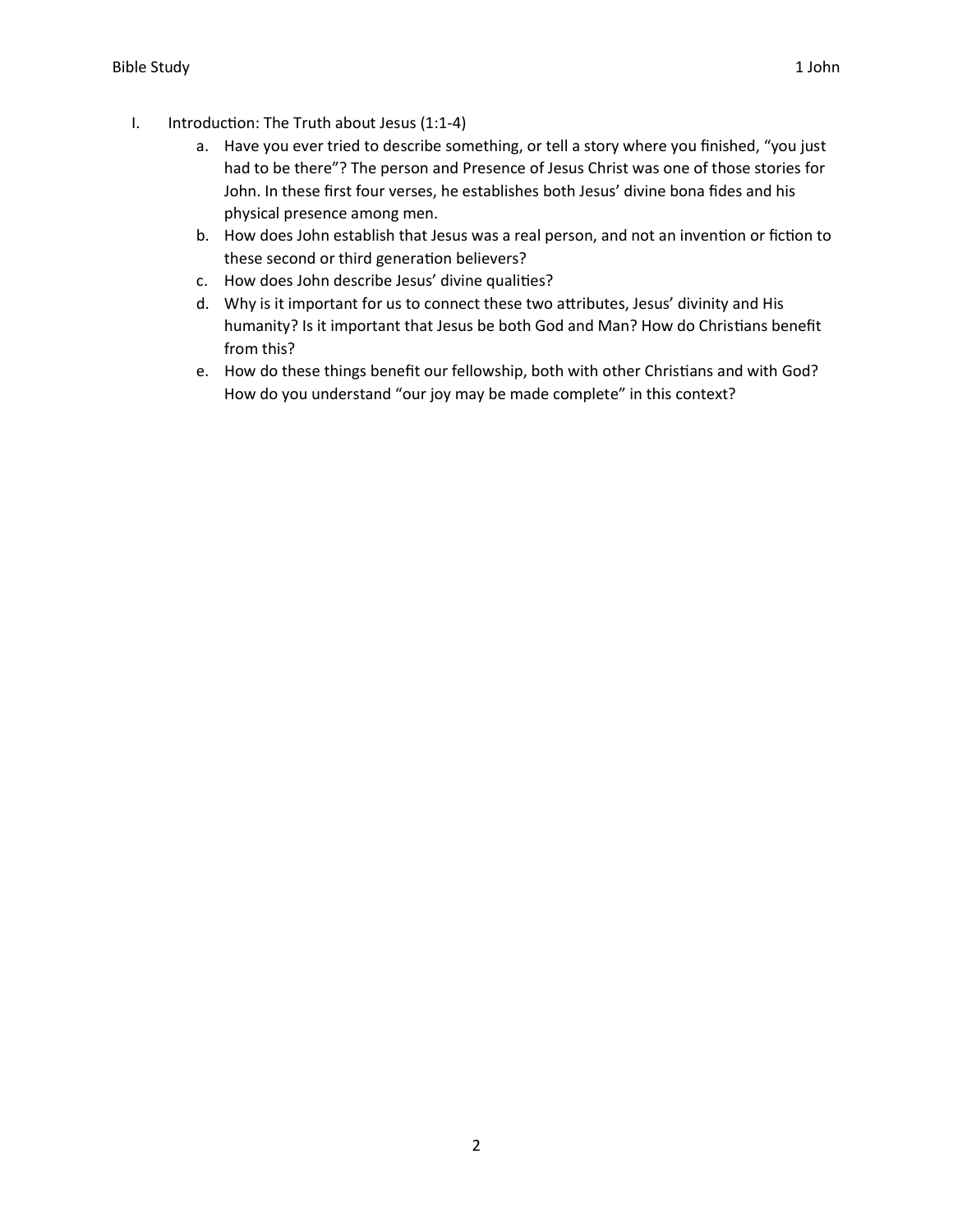I. Introduction: The Truth about Jesus (1:1-4)

   a. Have you ever tried to describe something, or tell a story where you finished, “you just had to be there”? The person and Presence of Jesus Christ was one of those stories for John. In these first four verses, he establishes both Jesus’ divine bona fides and his physical presence among men.
   b. How does John establish that Jesus was a real person, and not an invention or fiction to these second or third generation believers?
   c. How does John describe Jesus’ divine qualities?
   d. Why is it important for us to connect these two attributes, Jesus’ divinity and His humanity? Is it important that Jesus be both God and Man? How do Christians benefit from this?
   e. How do these things benefit our fellowship, both with other Christians and with God? How do you understand “our joy may be made complete” in this context?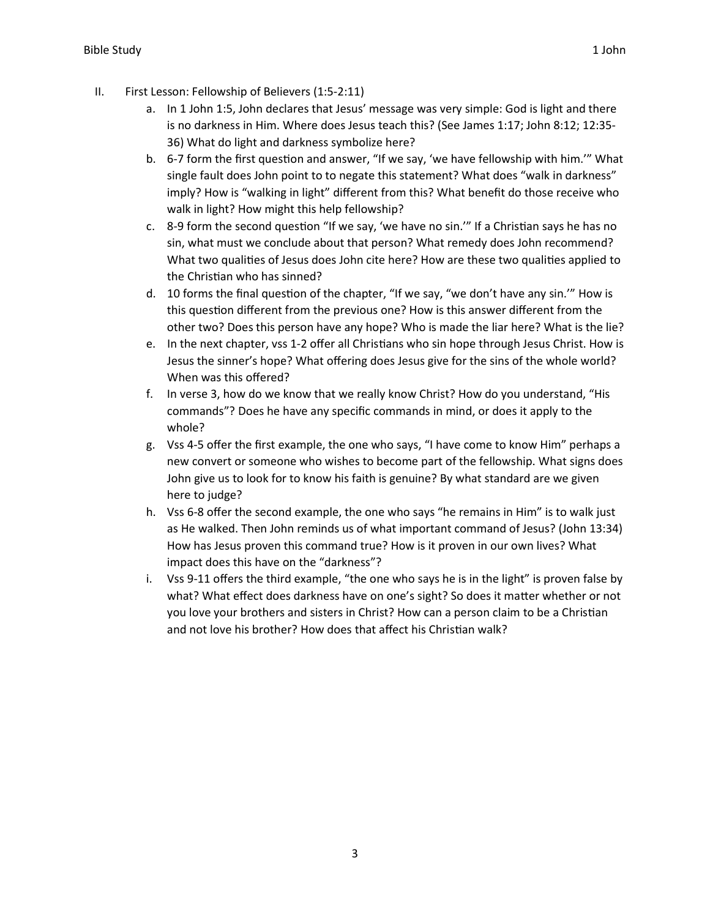II. First Lesson: Fellowship of Believers (1:5-2:11)

a. In 1 John 1:5, John declares that Jesus' message was very simple: God is light and there is no darkness in Him. Where does Jesus teach this? (See James 1:17; John 8:12; 12:35-36) What do light and darkness symbolize here?

b. 6-7 form the first question and answer, "If we say, 'we have fellowship with him.'" What single fault does John point to to negate this statement? What does "walk in darkness" imply? How is "walking in light" different from this? What benefit do those receive who walk in light? How might this help fellowship?

c. 8-9 form the second question "If we say, 'we have no sin.'" If a Christian says he has no sin, what must we conclude about that person? What remedy does John recommend? What two qualities of Jesus does John cite here? How are these two qualities applied to the Christian who has sinned?

d. 10 forms the final question of the chapter, "If we say, "we don't have any sin.'" How is this question different from the previous one? How is this answer different from the other two? Does this person have any hope? Who is made the liar here? What is the lie?

e. In the next chapter, vss 1-2 offer all Christians who sin hope through Jesus Christ. How is Jesus the sinner's hope? What offering does Jesus give for the sins of the whole world? When was this offered?

f. In verse 3, how do we know that we really know Christ? How do you understand, "His commands"? Does he have any specific commands in mind, or does it apply to the whole?

g. Vss 4-5 offer the first example, the one who says, "I have come to know Him" perhaps a new convert or someone who wishes to become part of the fellowship. What signs does John give us to look for to know his faith is genuine? By what standard are we given here to judge?

h. Vss 6-8 offer the second example, the one who says "he remains in Him" is to walk just as He walked. Then John reminds us of what important command of Jesus? (John 13:34) How has Jesus proven this command true? How is it proven in our own lives? What impact does this have on the "darkness"?

i. Vss 9-11 offers the third example, "the one who says he is in the light" is proven false by what? What effect does darkness have on one's sight? So does it matter whether or not you love your brothers and sisters in Christ? How can a person claim to be a Christian and not love his brother? How does that affect his Christian walk?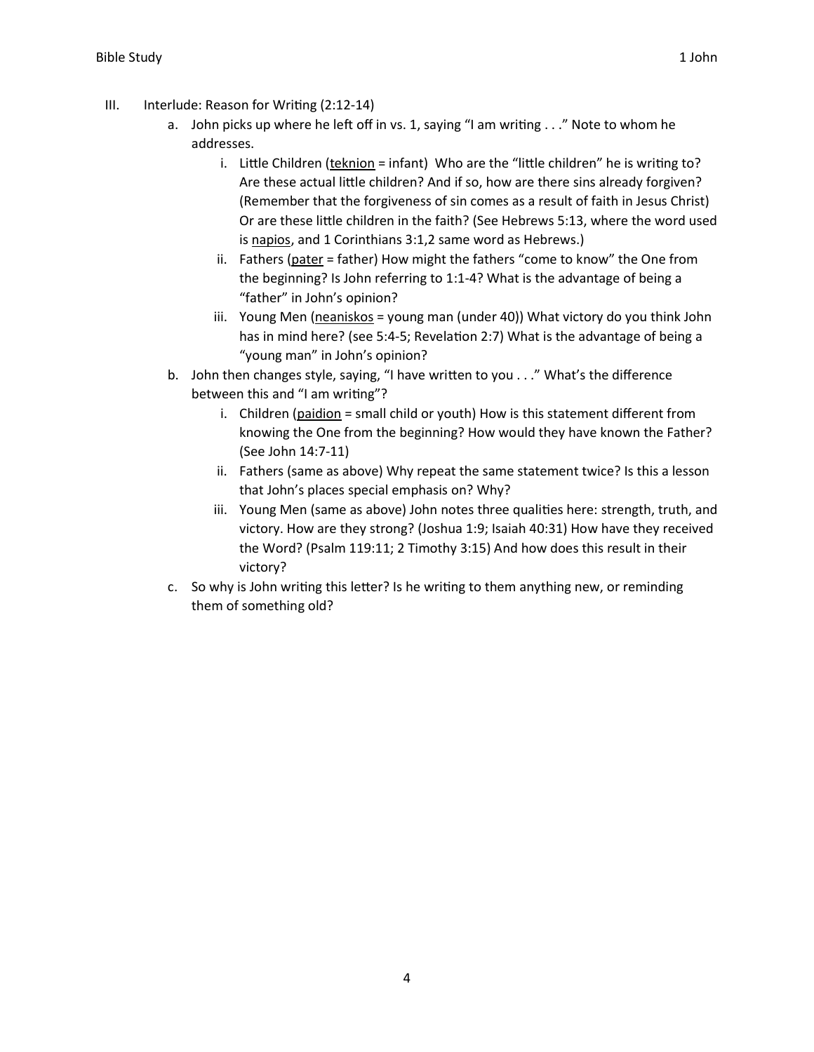III. Interlude: Reason for Writing (2:12-14)

a. John picks up where he left off in vs. 1, saying "I am writing . . ." Note to whom he addresses.

   i. Little Children (<u>teknion</u> = infant) Who are the "little children" he is writing to? Are these actual little children? And if so, how are there sins already forgiven? (Remember that the forgiveness of sin comes as a result of faith in Jesus Christ) Or are these little children in the faith? (See Hebrews 5:13, where the word used is <u>napios</u>, and 1 Corinthians 3:1,2 same word as Hebrews.)

   ii. Fathers (<u>pater</u> = father) How might the fathers "come to know" the One from the beginning? Is John referring to 1:1-4? What is the advantage of being a "father" in John's opinion?

   iii. Young Men (<u>neaniskos</u> = young man (under 40)) What victory do you think John has in mind here? (see 5:4-5; Revelation 2:7) What is the advantage of being a "young man" in John's opinion?

b. John then changes style, saying, "I have written to you . . ." What's the difference between this and "I am writing"?

   i. Children (<u>paidion</u> = small child or youth) How is this statement different from knowing the One from the beginning? How would they have known the Father? (See John 14:7-11)

   ii. Fathers (same as above) Why repeat the same statement twice? Is this a lesson that John's places special emphasis on? Why?

   iii. Young Men (same as above) John notes three qualities here: strength, truth, and victory. How are they strong? (Joshua 1:9; Isaiah 40:31) How have they received the Word? (Psalm 119:11; 2 Timothy 3:15) And how does this result in their victory?

c. So why is John writing this letter? Is he writing to them anything new, or reminding them of something old?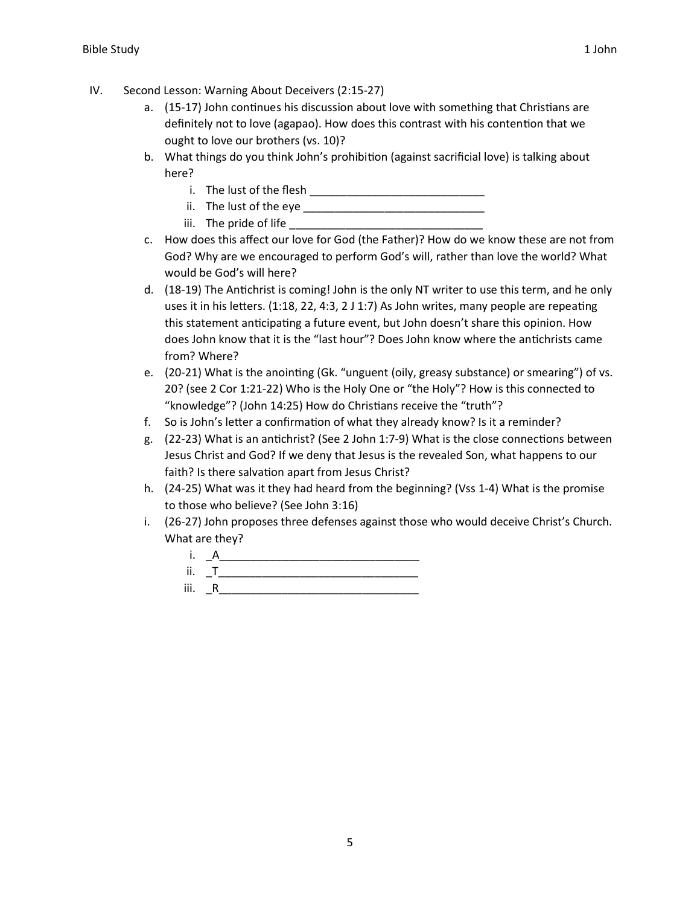IV. Second Lesson: Warning About Deceivers (2:15-27)

a. (15-17) John continues his discussion about love with something that Christians are definitely not to love (agapao). How does this contrast with his contention that we ought to love our brothers (vs. 10)?

b. What things do you think John's prohibition (against sacrificial love) is talking about here?

   i. The lust of the flesh ____________________________

   ii. The lust of the eye ______________________________

   iii. The pride of life ________________________________

c. How does this affect our love for God (the Father)? How do we know these are not from God? Why are we encouraged to perform God's will, rather than love the world? What would be God's will here?

d. (18-19) The Antichrist is coming! John is the only NT writer to use this term, and he only uses it in his letters. (1:18, 22, 4:3, 2 J 1:7) As John writes, many people are repeating this statement anticipating a future event, but John doesn't share this opinion. How does John know that it is the "last hour"? Does John know where the antichrists came from? Where?

e. (20-21) What is the anointing (Gk. "unguent (oily, greasy substance) or smearing") of vs. 20? (see 2 Cor 1:21-22) Who is the Holy One or "the Holy"? How is this connected to "knowledge"? (John 14:25) How do Christians receive the "truth"?

f. So is John's letter a confirmation of what they already know? Is it a reminder?

g. (22-23) What is an antichrist? (See 2 John 1:7-9) What is the close connections between Jesus Christ and God? If we deny that Jesus is the revealed Son, what happens to our faith? Is there salvation apart from Jesus Christ?

h. (24-25) What was it they had heard from the beginning? (Vss 1-4) What is the promise to those who believe? (See John 3:16)

i. (26-27) John proposes three defenses against those who would deceive Christ's Church. What are they?

   i. _A_________________________________

   ii. _T_________________________________

   iii. _R_________________________________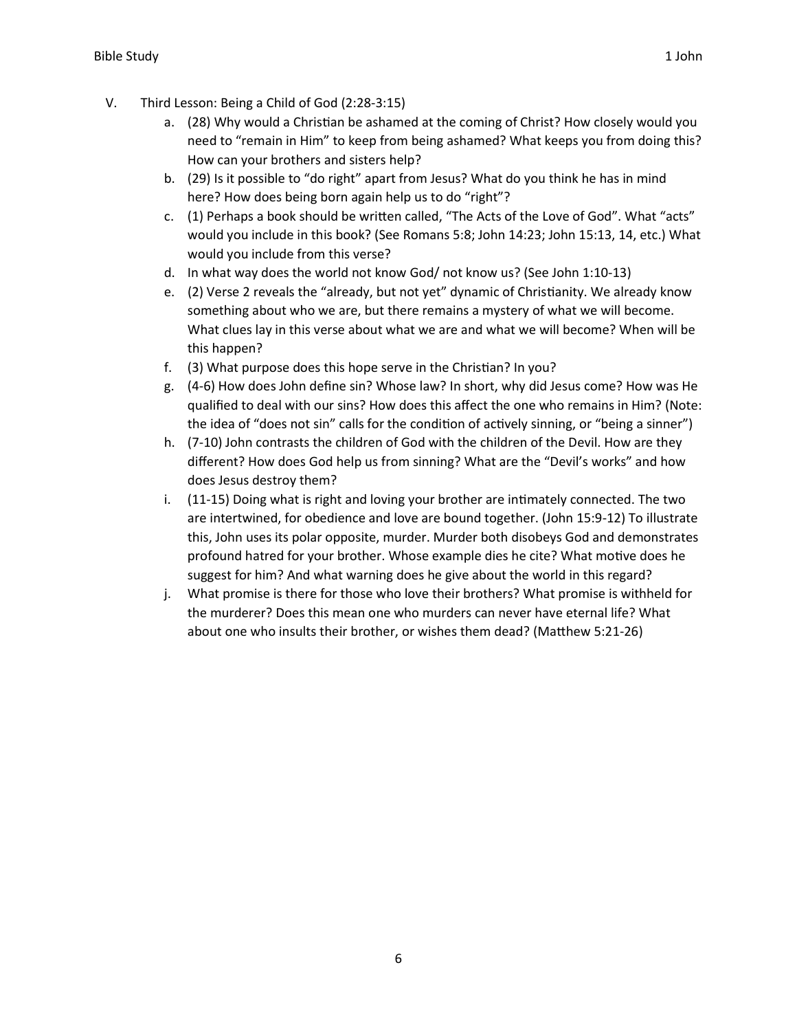V. Third Lesson: Being a Child of God (2:28-3:15)

a. (28) Why would a Christian be ashamed at the coming of Christ? How closely would you need to “remain in Him” to keep from being ashamed? What keeps you from doing this? How can your brothers and sisters help?

b. (29) Is it possible to “do right” apart from Jesus? What do you think he has in mind here? How does being born again help us to do “right”?

c. (1) Perhaps a book should be written called, “The Acts of the Love of God”. What “acts” would you include in this book? (See Romans 5:8; John 14:23; John 15:13, 14, etc.) What would you include from this verse?

d. In what way does the world not know God/ not know us? (See John 1:10-13)

e. (2) Verse 2 reveals the “already, but not yet” dynamic of Christianity. We already know something about who we are, but there remains a mystery of what we will become. What clues lay in this verse about what we are and what we will become? When will be this happen?

f. (3) What purpose does this hope serve in the Christian? In you?

g. (4-6) How does John define sin? Whose law? In short, why did Jesus come? How was He qualified to deal with our sins? How does this affect the one who remains in Him? (Note: the idea of “does not sin” calls for the condition of actively sinning, or “being a sinner”)

h. (7-10) John contrasts the children of God with the children of the Devil. How are they different? How does God help us from sinning? What are the “Devil’s works” and how does Jesus destroy them?

i. (11-15) Doing what is right and loving your brother are intimately connected. The two are intertwined, for obedience and love are bound together. (John 15:9-12) To illustrate this, John uses its polar opposite, murder. Murder both disobeys God and demonstrates profound hatred for your brother. Whose example dies he cite? What motive does he suggest for him? And what warning does he give about the world in this regard?

j. What promise is there for those who love their brothers? What promise is withheld for the murderer? Does this mean one who murders can never have eternal life? What about one who insults their brother, or wishes them dead? (Matthew 5:21-26)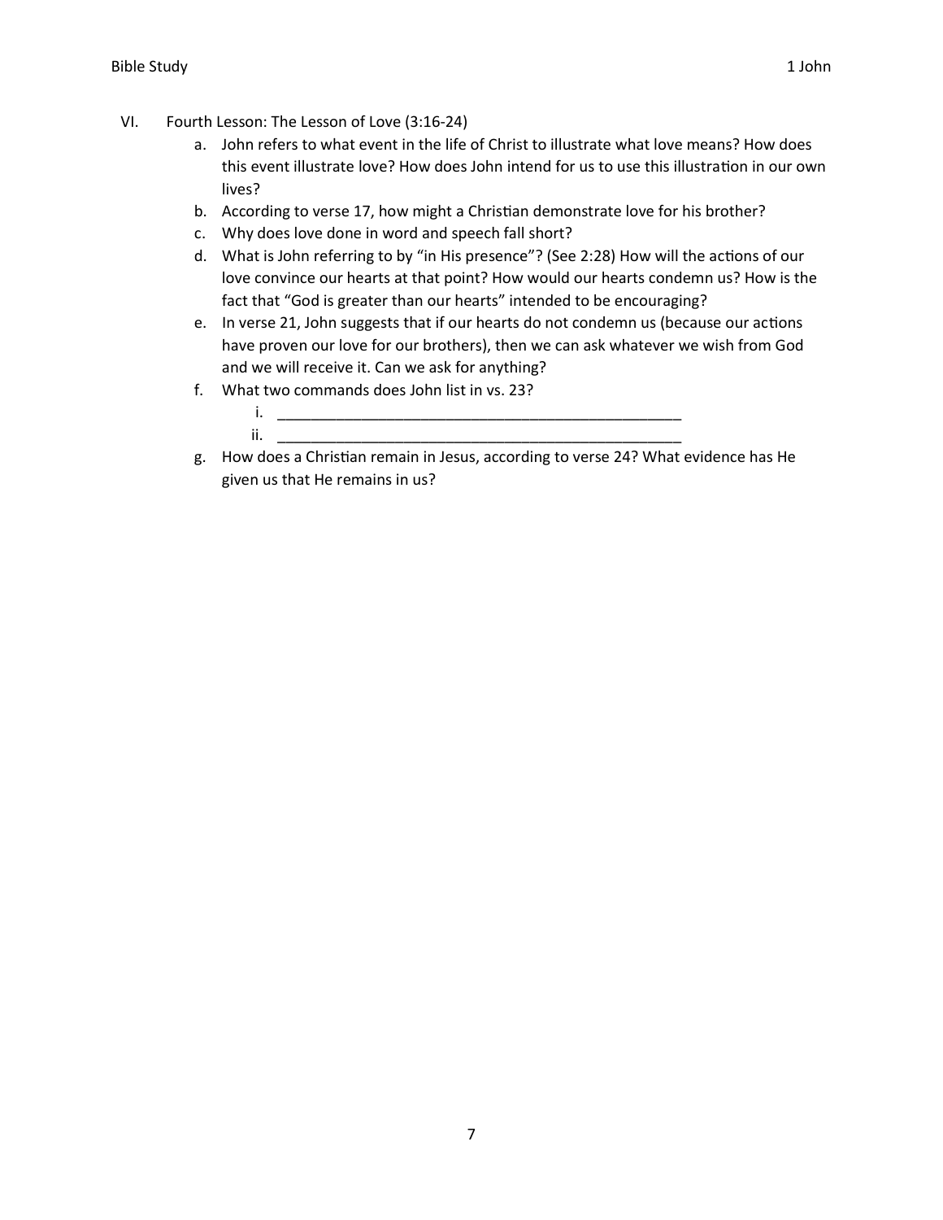VI. Fourth Lesson: The Lesson of Love (3:16-24)

a. John refers to what event in the life of Christ to illustrate what love means? How does this event illustrate love? How does John intend for us to use this illustration in our own lives?

b. According to verse 17, how might a Christian demonstrate love for his brother?

c. Why does love done in word and speech fall short?

d. What is John referring to by "in His presence"? (See 2:28) How will the actions of our love convince our hearts at that point? How would our hearts condemn us? How is the fact that "God is greater than our hearts" intended to be encouraging?

e. In verse 21, John suggests that if our hearts do not condemn us (because our actions have proven our love for our brothers), then we can ask whatever we wish from God and we will receive it. Can we ask for anything?

f. What two commands does John list in vs. 23?

   i. ______________________________________________

   ii. ______________________________________________

g. How does a Christian remain in Jesus, according to verse 24? What evidence has He given us that He remains in us?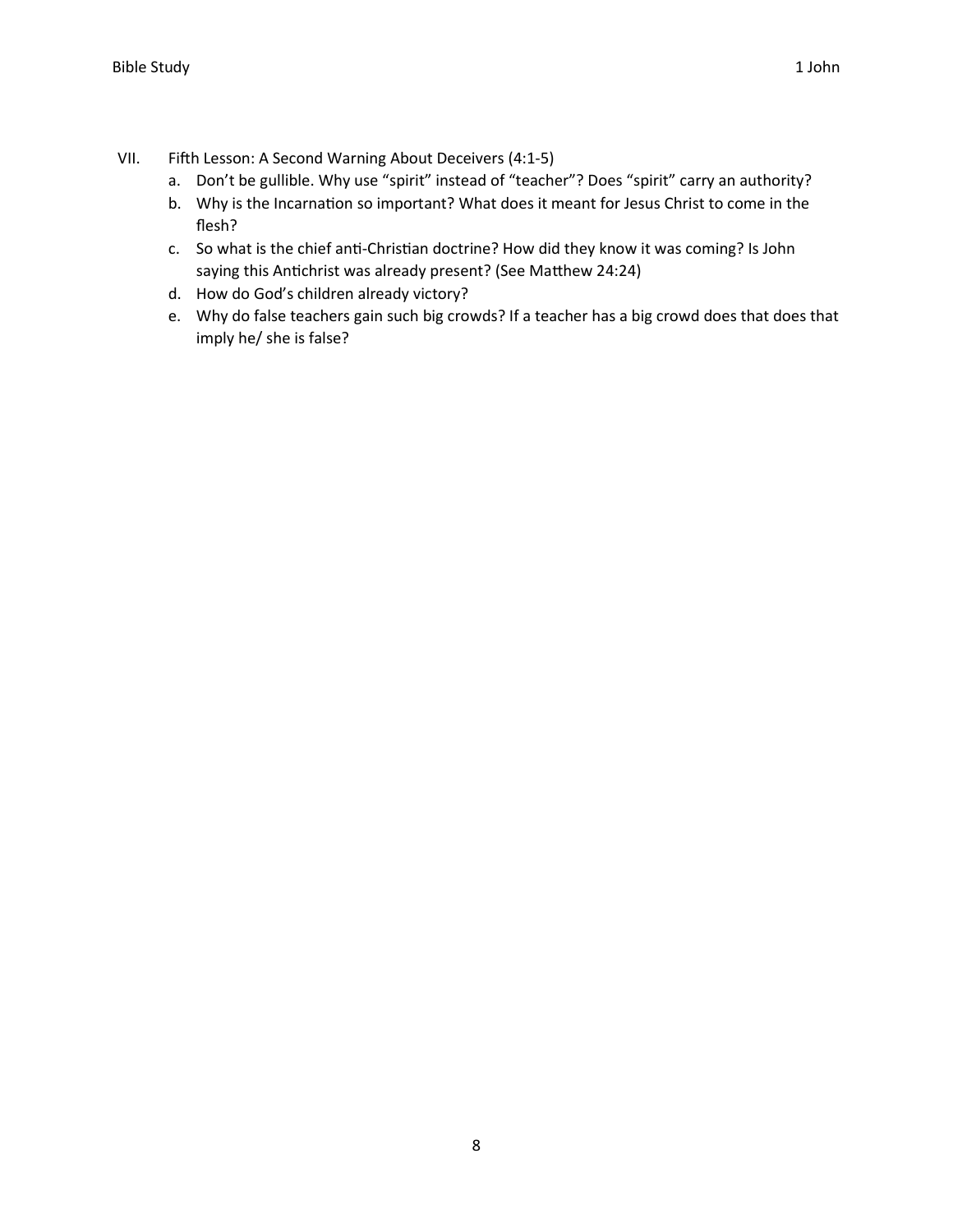VII. Fifth Lesson: A Second Warning About Deceivers (4:1-5)

a. Don't be gullible. Why use "spirit" instead of "teacher"? Does "spirit" carry an authority?
b. Why is the Incarnation so important? What does it meant for Jesus Christ to come in the flesh?
c. So what is the chief anti-Christian doctrine? How did they know it was coming? Is John saying this Antichrist was already present? (See Matthew 24:24)
d. How do God's children already victory?
e. Why do false teachers gain such big crowds? If a teacher has a big crowd does that does that imply he/ she is false?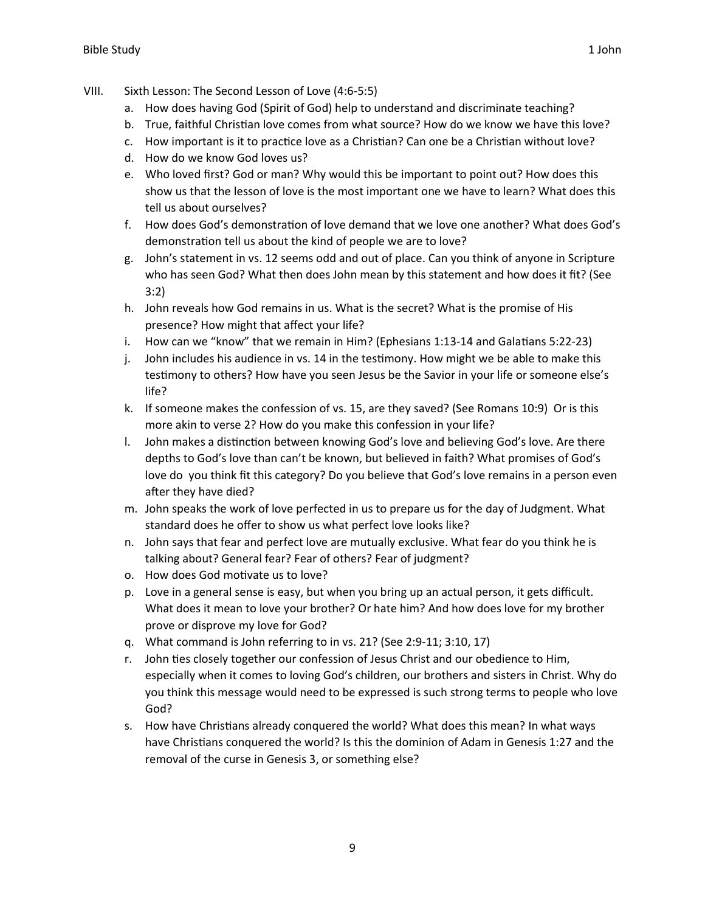VIII. Sixth Lesson: The Second Lesson of Love (4:6-5:5)

a. How does having God (Spirit of God) help to understand and discriminate teaching?
b. True, faithful Christian love comes from what source? How do we know we have this love?
c. How important is it to practice love as a Christian? Can one be a Christian without love?
d. How do we know God loves us?
e. Who loved first? God or man? Why would this be important to point out? How does this show us that the lesson of love is the most important one we have to learn? What does this tell us about ourselves?
f. How does God's demonstration of love demand that we love one another? What does God's demonstration tell us about the kind of people we are to love?
g. John's statement in vs. 12 seems odd and out of place. Can you think of anyone in Scripture who has seen God? What then does John mean by this statement and how does it fit? (See 3:2)
h. John reveals how God remains in us. What is the secret? What is the promise of His presence? How might that affect your life?
i. How can we "know" that we remain in Him? (Ephesians 1:13-14 and Galatians 5:22-23)
j. John includes his audience in vs. 14 in the testimony. How might we be able to make this testimony to others? How have you seen Jesus be the Savior in your life or someone else's life?
k. If someone makes the confession of vs. 15, are they saved? (See Romans 10:9) Or is this more akin to verse 2? How do you make this confession in your life?
l. John makes a distinction between knowing God's love and believing God's love. Are there depths to God's love than can't be known, but believed in faith? What promises of God's love do you think fit this category? Do you believe that God's love remains in a person even after they have died?
m. John speaks the work of love perfected in us to prepare us for the day of Judgment. What standard does he offer to show us what perfect love looks like?
n. John says that fear and perfect love are mutually exclusive. What fear do you think he is talking about? General fear? Fear of others? Fear of judgment?
o. How does God motivate us to love?
p. Love in a general sense is easy, but when you bring up an actual person, it gets difficult. What does it mean to love your brother? Or hate him? And how does love for my brother prove or disprove my love for God?
q. What command is John referring to in vs. 21? (See 2:9-11; 3:10, 17)
r. John ties closely together our confession of Jesus Christ and our obedience to Him, especially when it comes to loving God's children, our brothers and sisters in Christ. Why do you think this message would need to be expressed is such strong terms to people who love God?
s. How have Christians already conquered the world? What does this mean? In what ways have Christians conquered the world? Is this the dominion of Adam in Genesis 1:27 and the removal of the curse in Genesis 3, or something else?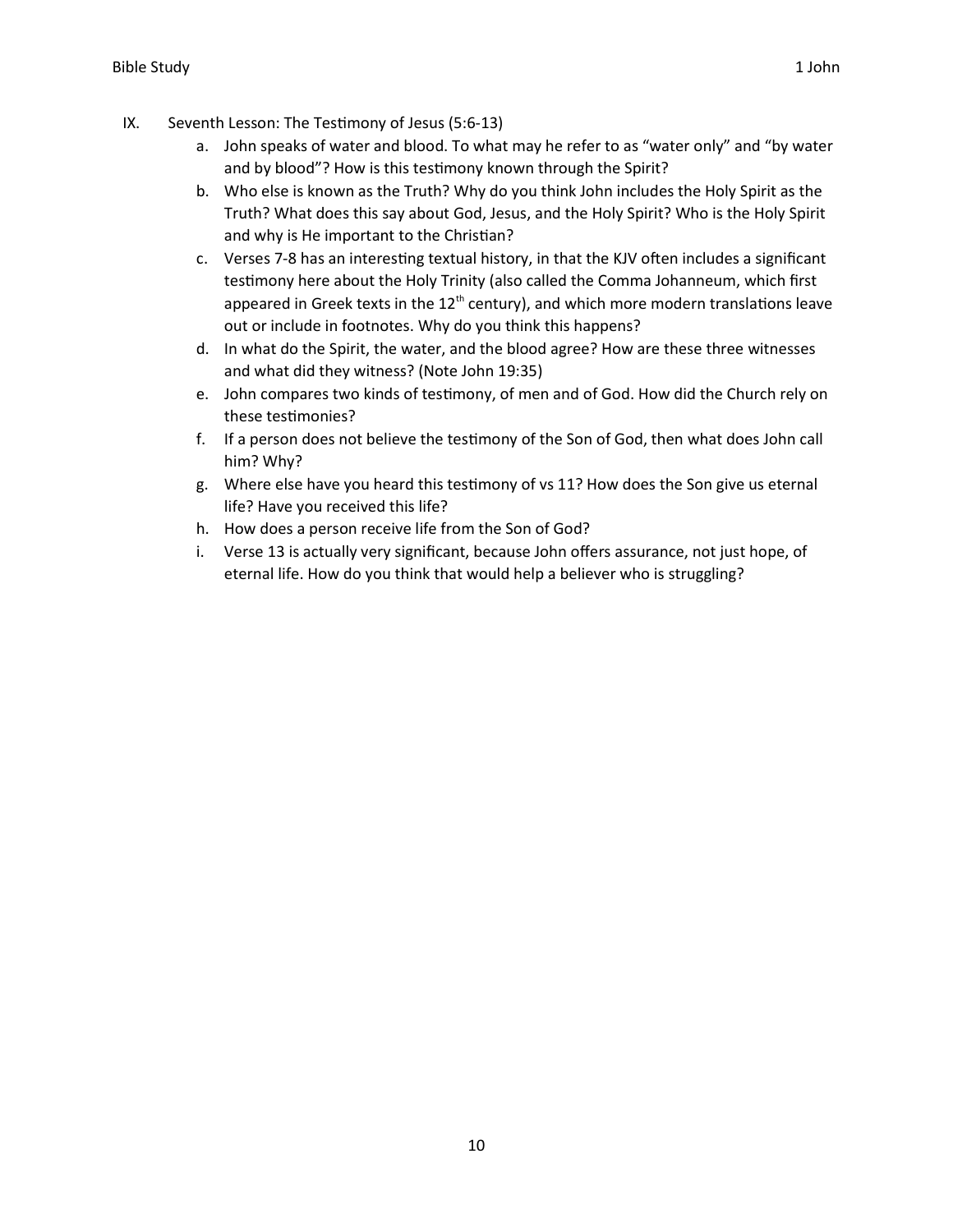IX. Seventh Lesson: The Testimony of Jesus (5:6-13)

a. John speaks of water and blood. To what may he refer to as "water only" and "by water and by blood"? How is this testimony known through the Spirit?
b. Who else is known as the Truth? Why do you think John includes the Holy Spirit as the Truth? What does this say about God, Jesus, and the Holy Spirit? Who is the Holy Spirit and why is He important to the Christian?
c. Verses 7-8 has an interesting textual history, in that the KJV often includes a significant testimony here about the Holy Trinity (also called the Comma Johanneum, which first appeared in Greek texts in the 12th century), and which more modern translations leave out or include in footnotes. Why do you think this happens?
d. In what do the Spirit, the water, and the blood agree? How are these three witnesses and what did they witness? (Note John 19:35)
e. John compares two kinds of testimony, of men and of God. How did the Church rely on these testimonies?
f. If a person does not believe the testimony of the Son of God, then what does John call him? Why?
g. Where else have you heard this testimony of vs 11? How does the Son give us eternal life? Have you received this life?
h. How does a person receive life from the Son of God?
i. Verse 13 is actually very significant, because John offers assurance, not just hope, of eternal life. How do you think that would help a believer who is struggling?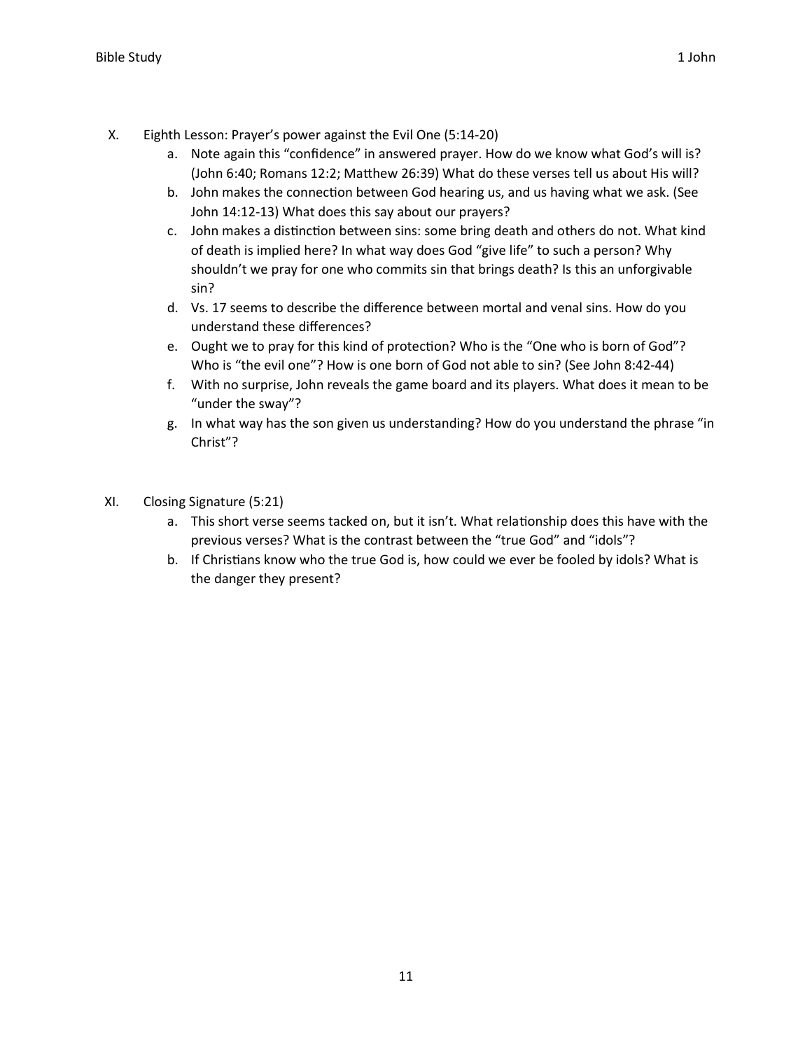X. Eighth Lesson: Prayer's power against the Evil One (5:14-20)

a. Note again this "confidence" in answered prayer. How do we know what God's will is? (John 6:40; Romans 12:2; Matthew 26:39) What do these verses tell us about His will?
b. John makes the connection between God hearing us, and us having what we ask. (See John 14:12-13) What does this say about our prayers?
c. John makes a distinction between sins: some bring death and others do not. What kind of death is implied here? In what way does God "give life" to such a person? Why shouldn't we pray for one who commits sin that brings death? Is this an unforgivable sin?
d. Vs. 17 seems to describe the difference between mortal and venal sins. How do you understand these differences?
e. Ought we to pray for this kind of protection? Who is the "One who is born of God"? Who is "the evil one"? How is one born of God not able to sin? (See John 8:42-44)
f. With no surprise, John reveals the game board and its players. What does it mean to be "under the sway"?
g. In what way has the son given us understanding? How do you understand the phrase "in Christ"?

XI. Closing Signature (5:21)

a. This short verse seems tacked on, but it isn't. What relationship does this have with the previous verses? What is the contrast between the "true God" and "idols"?
b. If Christians know who the true God is, how could we ever be fooled by idols? What is the danger they present?